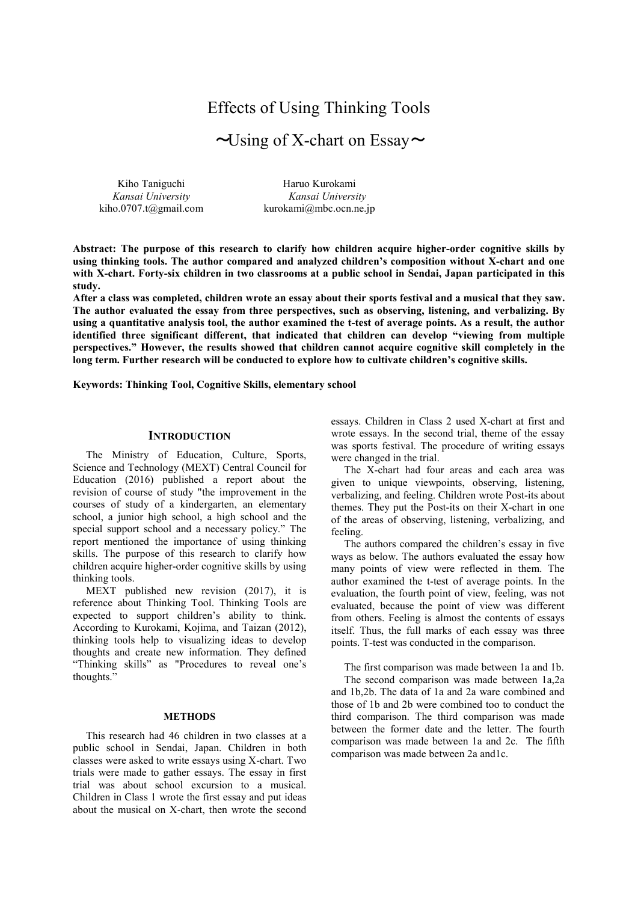# Effects of Using Thinking Tools

## 〜Using of X-chart on Essay〜

Kiho Taniguchi
*Kansai University*
kiho.0707.t@gmail.com

Haruo Kurokami
*Kansai University*
kurokami@mbc.ocn.ne.jp

**Abstract: The purpose of this research to clarify how children acquire higher-order cognitive skills by using thinking tools. The author compared and analyzed children's composition without X-chart and one with X-chart. Forty-six children in two classrooms at a public school in Sendai, Japan participated in this study.**
**After a class was completed, children wrote an essay about their sports festival and a musical that they saw. The author evaluated the essay from three perspectives, such as observing, listening, and verbalizing. By using a quantitative analysis tool, the author examined the t-test of average points. As a result, the author identified three significant different, that indicated that children can develop "viewing from multiple perspectives." However, the results showed that children cannot acquire cognitive skill completely in the long term. Further research will be conducted to explore how to cultivate children's cognitive skills.**

**Keywords: Thinking Tool, Cognitive Skills, elementary school**

### INTRODUCTION

The Ministry of Education, Culture, Sports, Science and Technology (MEXT) Central Council for Education (2016) published a report about the revision of course of study "the improvement in the courses of study of a kindergarten, an elementary school, a junior high school, a high school and the special support school and a necessary policy." The report mentioned the importance of using thinking skills. The purpose of this research to clarify how children acquire higher-order cognitive skills by using thinking tools.

MEXT published new revision (2017), it is reference about Thinking Tool. Thinking Tools are expected to support children's ability to think. According to Kurokami, Kojima, and Taizan (2012), thinking tools help to visualizing ideas to develop thoughts and create new information. They defined "Thinking skills" as "Procedures to reveal one's thoughts."

### METHODS

This research had 46 children in two classes at a public school in Sendai, Japan. Children in both classes were asked to write essays using X-chart. Two trials were made to gather essays. The essay in first trial was about school excursion to a musical. Children in Class 1 wrote the first essay and put ideas about the musical on X-chart, then wrote the second essays. Children in Class 2 used X-chart at first and wrote essays. In the second trial, theme of the essay was sports festival. The procedure of writing essays were changed in the trial.

The X-chart had four areas and each area was given to unique viewpoints, observing, listening, verbalizing, and feeling. Children wrote Post-its about themes. They put the Post-its on their X-chart in one of the areas of observing, listening, verbalizing, and feeling.

The authors compared the children's essay in five ways as below. The authors evaluated the essay how many points of view were reflected in them. The author examined the t-test of average points. In the evaluation, the fourth point of view, feeling, was not evaluated, because the point of view was different from others. Feeling is almost the contents of essays itself. Thus, the full marks of each essay was three points. T-test was conducted in the comparison.

The first comparison was made between 1a and 1b.
The second comparison was made between 1a,2a and 1b,2b. The data of 1a and 2a ware combined and those of 1b and 2b were combined too to conduct the third comparison. The third comparison was made between the former date and the letter. The fourth comparison was made between 1a and 2c. The fifth comparison was made between 2a and1c.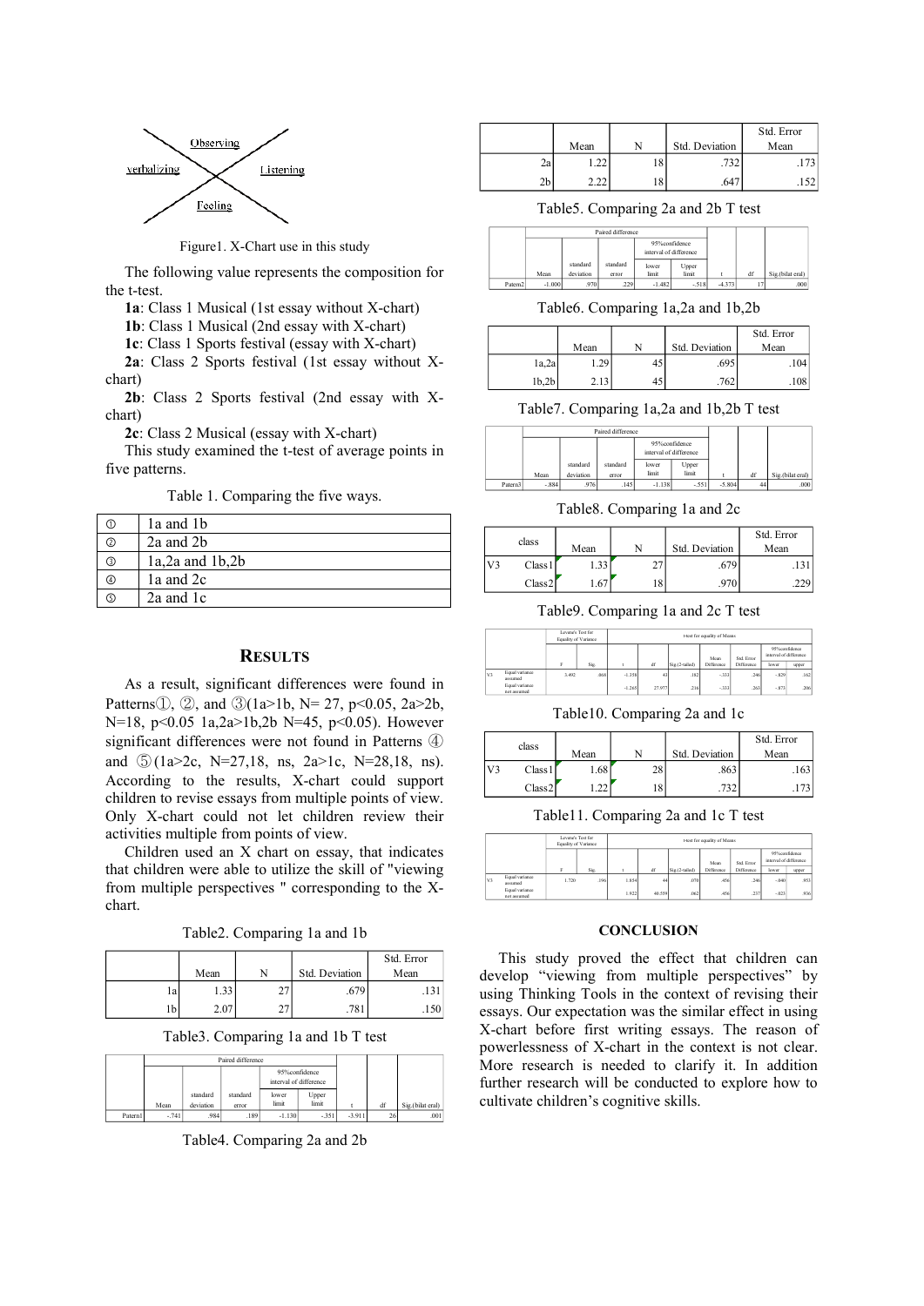Observing

verbalizing

Listening

Feeling

Figure1. X-Chart use in this study

The following value represents the composition for the t-test.

**1a**: Class 1 Musical (1st essay without X-chart)
**1b**: Class 1 Musical (2nd essay with X-chart)
**1c**: Class 1 Sports festival (essay with X-chart)
**2a**: Class 2 Sports festival (1st essay without X-chart)
**2b**: Class 2 Sports festival (2nd essay with X-chart)
**2c**: Class 2 Musical (essay with X-chart)

This study examined the t-test of average points in five patterns.

Table 1. Comparing the five ways.

| | |
|---|---|
| ① | 1a and 1b |
| ② | 2a and 2b |
| ③ | 1a,2a and 1b,2b |
| ④ | 1a and 2c |
| ⑤ | 2a and 1c |

## RESULTS

As a result, significant differences were found in Patterns①, ②, and ③(1a>1b, N= 27, p<0.05, 2a>2b, N=18, p<0.05 1a,2a>1b,2b N=45, p<0.05). However significant differences were not found in Patterns ④ and ⑤(1a>2c, N=27,18, ns, 2a>1c, N=28,18, ns). According to the results, X-chart could support children to revise essays from multiple points of view. Only X-chart could not let children review their activities multiple from points of view.

Children used an X chart on essay, that indicates that children were able to utilize the skill of "viewing from multiple perspectives " corresponding to the X-chart.

Table2. Comparing 1a and 1b

| | Mean | N | Std. Deviation | Std. Error Mean |
|---|---|---|---|---|
| 1a | 1.33 | 27 | .679 | .131 |
| 1b | 2.07 | 27 | .781 | .150 |

Table3. Comparing 1a and 1b T test

| | Paired difference | | | | | t | df | Sig.(bilat eral) |
|---|---|---|---|---|---|---|---|---|
| | Mean | standard deviation | standard error | 95%confidence interval of difference lower limit | Upper limit | | | |
| Patern1 | -.741 | .984 | .189 | -1.130 | -.351 | -3.911 | 26 | .001 |

Table4. Comparing 2a and 2b

| | Mean | N | Std. Deviation | Std. Error Mean |
|---|---|---|---|---|
| 2a | 1.22 | 18 | .732 | .173 |
| 2b | 2.22 | 18 | .647 | .152 |

Table5. Comparing 2a and 2b T test

| | Paired difference | | | | | t | df | Sig.(bilat eral) |
|---|---|---|---|---|---|---|---|---|
| | Mean | standard deviation | standard error | 95%confidence interval of difference lower limit | Upper limit | | | |
| Patern2 | -1.000 | .970 | .229 | -1.482 | -.518 | -4.373 | 17 | .000 |

Table6. Comparing 1a,2a and 1b,2b

| | Mean | N | Std. Deviation | Std. Error Mean |
|---|---|---|---|---|
| 1a,2a | 1.29 | 45 | .695 | .104 |
| 1b,2b | 2.13 | 45 | .762 | .108 |

Table7. Comparing 1a,2a and 1b,2b T test

| | Paired difference | | | | | t | df | Sig.(bilat eral) |
|---|---|---|---|---|---|---|---|---|
| | Mean | standard deviation | standard error | 95%confidence interval of difference lower limit | Upper limit | | | |
| Patern3 | -.884 | .976 | .145 | -1.138 | -.551 | -5.804 | 44 | .000 |

Table8. Comparing 1a and 2c

| | class | Mean | N | Std. Deviation | Std. Error Mean |
|---|---|---|---|---|---|
| V3 | Class1 | 1.33 | 27 | .679 | .131 |
| | Class2 | 1.67 | 18 | .970 | .229 |

Table9. Comparing 1a and 2c T test

| | | Levene's Test for Equality of Variance | | t-test for equality of Means | | | | | | |
|---|---|---|---|---|---|---|---|---|---|---|
| | | F | Sig. | t | df | Sig.(2-tailed) | Mean Difference | Std. Error Difference | 95%confidence interval of difference lower | upper |
| V3 | Equal variance assumed | 3.492 | .068 | -1.358 | 43 | .182 | -.333 | .246 | -.829 | .162 |
| | Equal variance not assumed | | | -1.265 | 27.977 | .216 | -.333 | .263 | -.873 | .206 |

Table10. Comparing 2a and 1c

| | class | Mean | N | Std. Deviation | Std. Error Mean |
|---|---|---|---|---|---|
| V3 | Class1 | 1.68 | 28 | .863 | .163 |
| | Class2 | 1.22 | 18 | .732 | .173 |

Table11. Comparing 2a and 1c T test

| | | Levene's Test for Equality of Variance | | t-test for equality of Means | | | | | | |
|---|---|---|---|---|---|---|---|---|---|---|
| | | F | Sig. | t | df | Sig.(2-tailed) | Mean Difference | Std. Error Difference | 95%confidence interval of difference lower | upper |
| V3 | Equal variance assumed | 1.720 | .196 | 1.854 | 44 | .070 | .456 | .246 | -.040 | .953 |
| | Equal variance not assumed | | | 1.922 | 40.559 | .062 | .456 | .237 | -.023 | .936 |

## CONCLUSION

This study proved the effect that children can develop "viewing from multiple perspectives" by using Thinking Tools in the context of revising their essays. Our expectation was the similar effect in using X-chart before first writing essays. The reason of powerlessness of X-chart in the context is not clear. More research is needed to clarify it. In addition further research will be conducted to explore how to cultivate children's cognitive skills.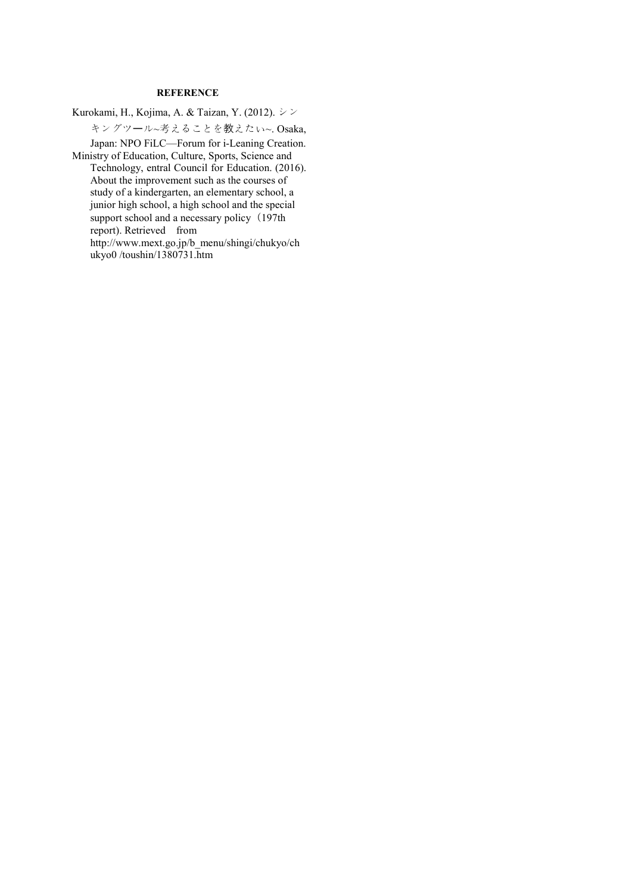**REFERENCE**

Kurokami, H., Kojima, A. & Taizan, Y. (2012). シンキングツール~考えることを教えたい~. Osaka, Japan: NPO FiLC—Forum for i-Leaning Creation.

Ministry of Education, Culture, Sports, Science and Technology, entral Council for Education. (2016). About the improvement such as the courses of study of a kindergarten, an elementary school, a junior high school, a high school and the special support school and a necessary policy（197th report). Retrieved from http://www.mext.go.jp/b_menu/shingi/chukyo/chukyo0 /toushin/1380731.htm